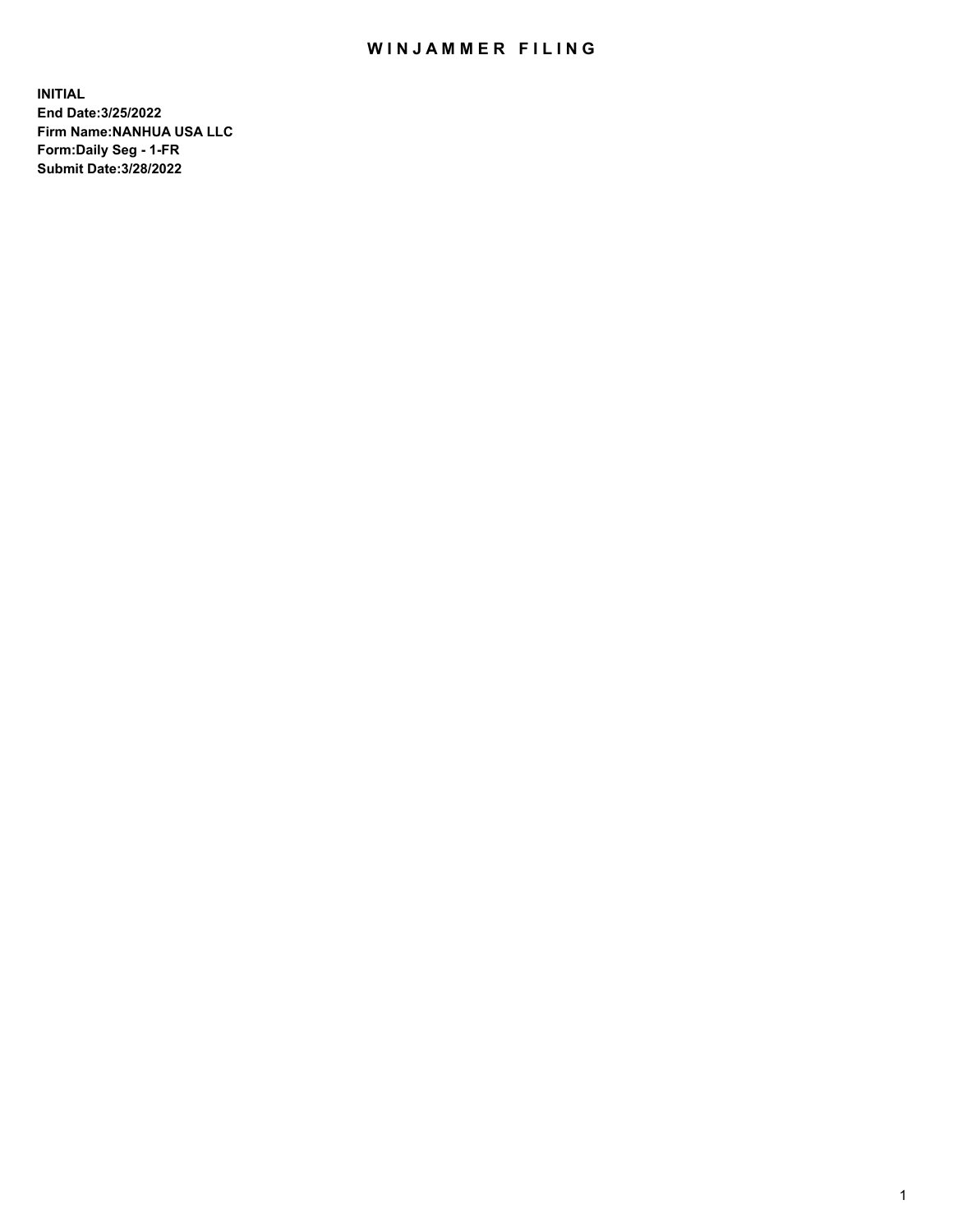# WINJAMMER FILING

**INITIAL**
**End Date:3/25/2022**
**Firm Name:NANHUA USA LLC**
**Form:Daily Seg - 1-FR**
**Submit Date:3/28/2022**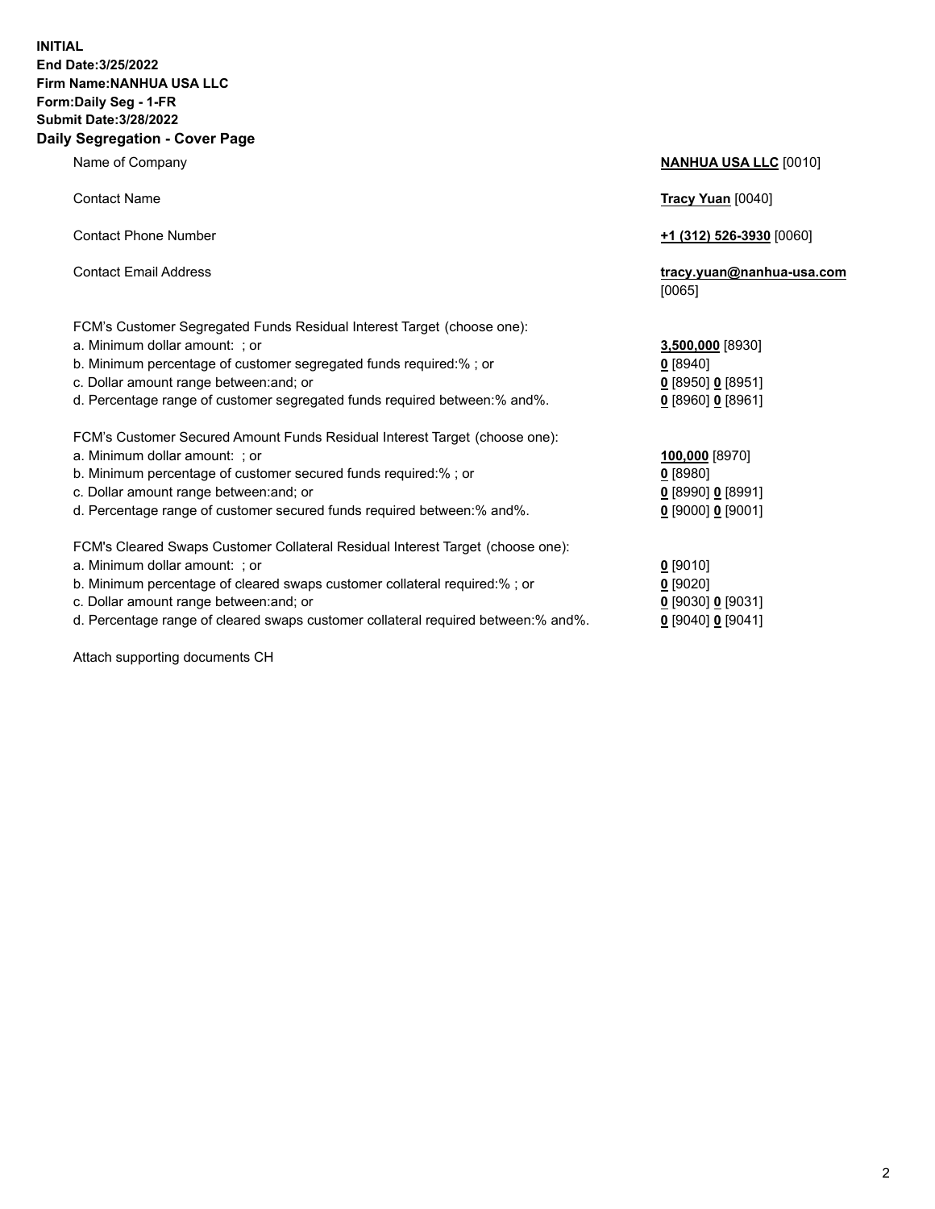**INITIAL**
**End Date:3/25/2022**
**Firm Name:NANHUA USA LLC**
**Form:Daily Seg - 1-FR**
**Submit Date:3/28/2022**

## Daily Segregation - Cover Page

| | |
|---|---|
| Name of Company | **NANHUA USA LLC** [0010] |
| Contact Name | **Tracy Yuan** [0040] |
| Contact Phone Number | **+1 (312) 526-3930** [0060] |
| Contact Email Address | **tracy.yuan@nanhua-usa.com** [0065] |
| FCM's Customer Segregated Funds Residual Interest Target (choose one): | |
| a. Minimum dollar amount: ; or | **3,500,000** [8930] |
| b. Minimum percentage of customer segregated funds required:% ; or | **0** [8940] |
| c. Dollar amount range between:and; or | **0** [8950] **0** [8951] |
| d. Percentage range of customer segregated funds required between:% and%. | **0** [8960] **0** [8961] |
| FCM's Customer Secured Amount Funds Residual Interest Target (choose one): | |
| a. Minimum dollar amount: ; or | **100,000** [8970] |
| b. Minimum percentage of customer secured funds required:% ; or | **0** [8980] |
| c. Dollar amount range between:and; or | **0** [8990] **0** [8991] |
| d. Percentage range of customer secured funds required between:% and%. | **0** [9000] **0** [9001] |
| FCM's Cleared Swaps Customer Collateral Residual Interest Target (choose one): | |
| a. Minimum dollar amount: ; or | **0** [9010] |
| b. Minimum percentage of cleared swaps customer collateral required:% ; or | **0** [9020] |
| c. Dollar amount range between:and; or | **0** [9030] **0** [9031] |
| d. Percentage range of cleared swaps customer collateral required between:% and%. | **0** [9040] **0** [9041] |

Attach supporting documents CH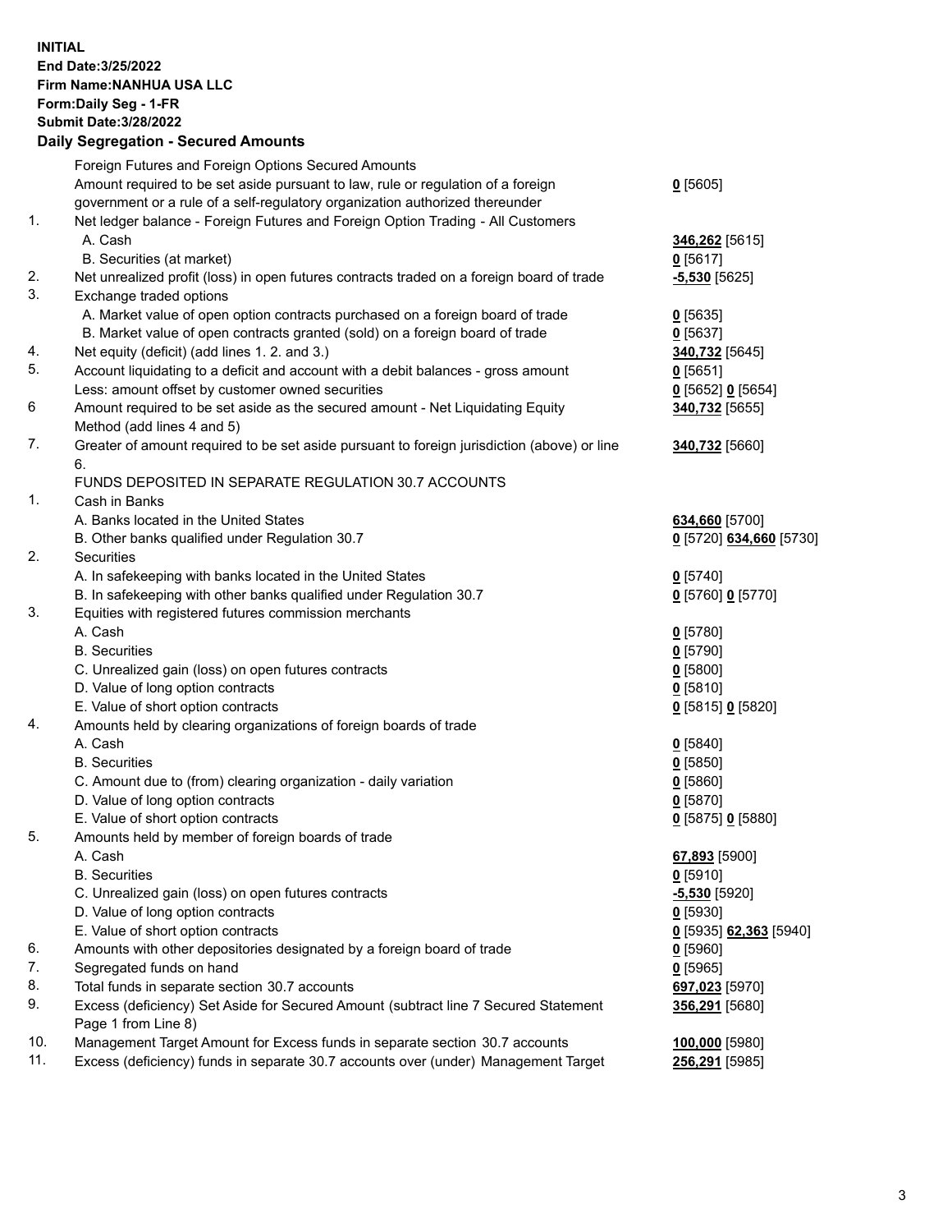**INITIAL**
**End Date:3/25/2022**
**Firm Name:NANHUA USA LLC**
**Form:Daily Seg - 1-FR**
**Submit Date:3/28/2022**

### Daily Segregation - Secured Amounts

| | | |
|---|---|---|
| | Foreign Futures and Foreign Options Secured Amounts | |
| | Amount required to be set aside pursuant to law, rule or regulation of a foreign government or a rule of a self-regulatory organization authorized thereunder | **0** [5605] |
| 1. | Net ledger balance - Foreign Futures and Foreign Option Trading - All Customers | |
| | A. Cash | **346,262** [5615] |
| | B. Securities (at market) | **0** [5617] |
| 2. | Net unrealized profit (loss) in open futures contracts traded on a foreign board of trade | **-5,530** [5625] |
| 3. | Exchange traded options | |
| | A. Market value of open option contracts purchased on a foreign board of trade | **0** [5635] |
| | B. Market value of open contracts granted (sold) on a foreign board of trade | **0** [5637] |
| 4. | Net equity (deficit) (add lines 1. 2. and 3.) | **340,732** [5645] |
| 5. | Account liquidating to a deficit and account with a debit balances - gross amount | **0** [5651] |
| | Less: amount offset by customer owned securities | **0** [5652] **0** [5654] |
| 6 | Amount required to be set aside as the secured amount - Net Liquidating Equity Method (add lines 4 and 5) | **340,732** [5655] |
| 7. | Greater of amount required to be set aside pursuant to foreign jurisdiction (above) or line 6. | **340,732** [5660] |
| | FUNDS DEPOSITED IN SEPARATE REGULATION 30.7 ACCOUNTS | |
| 1. | Cash in Banks | |
| | A. Banks located in the United States | **634,660** [5700] |
| | B. Other banks qualified under Regulation 30.7 | **0** [5720] **634,660** [5730] |
| 2. | Securities | |
| | A. In safekeeping with banks located in the United States | **0** [5740] |
| | B. In safekeeping with other banks qualified under Regulation 30.7 | **0** [5760] **0** [5770] |
| 3. | Equities with registered futures commission merchants | |
| | A. Cash | **0** [5780] |
| | B. Securities | **0** [5790] |
| | C. Unrealized gain (loss) on open futures contracts | **0** [5800] |
| | D. Value of long option contracts | **0** [5810] |
| | E. Value of short option contracts | **0** [5815] **0** [5820] |
| 4. | Amounts held by clearing organizations of foreign boards of trade | |
| | A. Cash | **0** [5840] |
| | B. Securities | **0** [5850] |
| | C. Amount due to (from) clearing organization - daily variation | **0** [5860] |
| | D. Value of long option contracts | **0** [5870] |
| | E. Value of short option contracts | **0** [5875] **0** [5880] |
| 5. | Amounts held by member of foreign boards of trade | |
| | A. Cash | **67,893** [5900] |
| | B. Securities | **0** [5910] |
| | C. Unrealized gain (loss) on open futures contracts | **-5,530** [5920] |
| | D. Value of long option contracts | **0** [5930] |
| | E. Value of short option contracts | **0** [5935] **62,363** [5940] |
| 6. | Amounts with other depositories designated by a foreign board of trade | **0** [5960] |
| 7. | Segregated funds on hand | **0** [5965] |
| 8. | Total funds in separate section 30.7 accounts | **697,023** [5970] |
| 9. | Excess (deficiency) Set Aside for Secured Amount (subtract line 7 Secured Statement Page 1 from Line 8) | **356,291** [5680] |
| 10. | Management Target Amount for Excess funds in separate section 30.7 accounts | **100,000** [5980] |
| 11. | Excess (deficiency) funds in separate 30.7 accounts over (under) Management Target | **256,291** [5985] |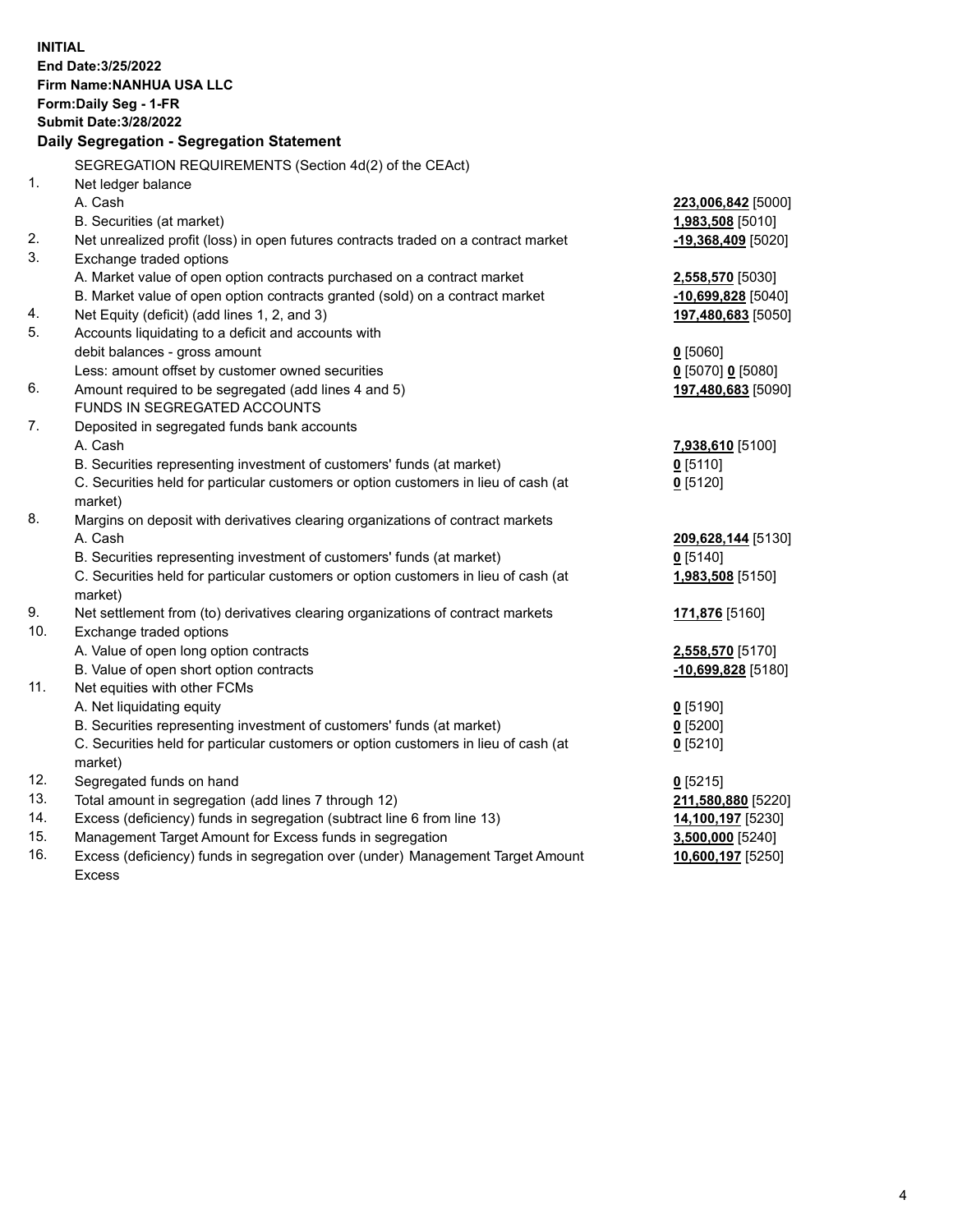**INITIAL**
**End Date:3/25/2022**
**Firm Name:NANHUA USA LLC**
**Form:Daily Seg - 1-FR**
**Submit Date:3/28/2022**

## Daily Segregation - Segregation Statement

SEGREGATION REQUIREMENTS (Section 4d(2) of the CEAct)

| | | |
|---|---|---|
| 1. | Net ledger balance | |
| | A. Cash | **223,006,842** [5000] |
| | B. Securities (at market) | **1,983,508** [5010] |
| 2. | Net unrealized profit (loss) in open futures contracts traded on a contract market | **-19,368,409** [5020] |
| 3. | Exchange traded options | |
| | A. Market value of open option contracts purchased on a contract market | **2,558,570** [5030] |
| | B. Market value of open option contracts granted (sold) on a contract market | **-10,699,828** [5040] |
| 4. | Net Equity (deficit) (add lines 1, 2, and 3) | **197,480,683** [5050] |
| 5. | Accounts liquidating to a deficit and accounts with debit balances - gross amount | **0** [5060] |
| | Less: amount offset by customer owned securities | **0** [5070] **0** [5080] |
| 6. | Amount required to be segregated (add lines 4 and 5) | **197,480,683** [5090] |
| | FUNDS IN SEGREGATED ACCOUNTS | |
| 7. | Deposited in segregated funds bank accounts | |
| | A. Cash | **7,938,610** [5100] |
| | B. Securities representing investment of customers' funds (at market) | **0** [5110] |
| | C. Securities held for particular customers or option customers in lieu of cash (at market) | **0** [5120] |
| 8. | Margins on deposit with derivatives clearing organizations of contract markets | |
| | A. Cash | **209,628,144** [5130] |
| | B. Securities representing investment of customers' funds (at market) | **0** [5140] |
| | C. Securities held for particular customers or option customers in lieu of cash (at market) | **1,983,508** [5150] |
| 9. | Net settlement from (to) derivatives clearing organizations of contract markets | **171,876** [5160] |
| 10. | Exchange traded options | |
| | A. Value of open long option contracts | **2,558,570** [5170] |
| | B. Value of open short option contracts | **-10,699,828** [5180] |
| 11. | Net equities with other FCMs | |
| | A. Net liquidating equity | **0** [5190] |
| | B. Securities representing investment of customers' funds (at market) | **0** [5200] |
| | C. Securities held for particular customers or option customers in lieu of cash (at market) | **0** [5210] |
| 12. | Segregated funds on hand | **0** [5215] |
| 13. | Total amount in segregation (add lines 7 through 12) | **211,580,880** [5220] |
| 14. | Excess (deficiency) funds in segregation (subtract line 6 from line 13) | **14,100,197** [5230] |
| 15. | Management Target Amount for Excess funds in segregation | **3,500,000** [5240] |
| 16. | Excess (deficiency) funds in segregation over (under) Management Target Amount Excess | **10,600,197** [5250] |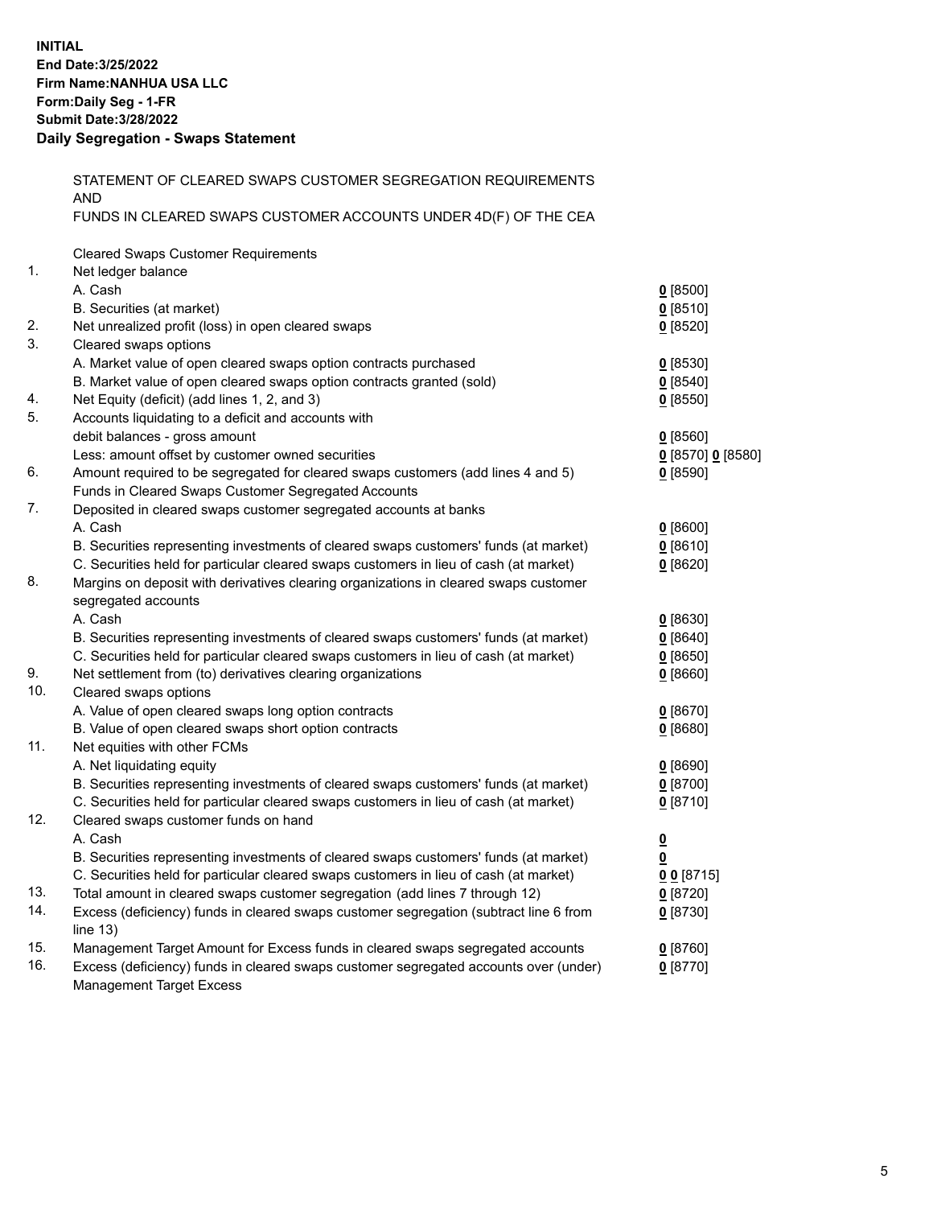**INITIAL**
**End Date:3/25/2022**
**Firm Name:NANHUA USA LLC**
**Form:Daily Seg - 1-FR**
**Submit Date:3/28/2022**
**Daily Segregation - Swaps Statement**

STATEMENT OF CLEARED SWAPS CUSTOMER SEGREGATION REQUIREMENTS AND FUNDS IN CLEARED SWAPS CUSTOMER ACCOUNTS UNDER 4D(F) OF THE CEA

| | | |
|---|---|---|
| | Cleared Swaps Customer Requirements | |
| 1. | Net ledger balance | |
| | A. Cash | 0 [8500] |
| | B. Securities (at market) | 0 [8510] |
| 2. | Net unrealized profit (loss) in open cleared swaps | 0 [8520] |
| 3. | Cleared swaps options | |
| | A. Market value of open cleared swaps option contracts purchased | 0 [8530] |
| | B. Market value of open cleared swaps option contracts granted (sold) | 0 [8540] |
| 4. | Net Equity (deficit) (add lines 1, 2, and 3) | 0 [8550] |
| 5. | Accounts liquidating to a deficit and accounts with debit balances - gross amount | 0 [8560] |
| | Less: amount offset by customer owned securities | 0 [8570] 0 [8580] |
| 6. | Amount required to be segregated for cleared swaps customers (add lines 4 and 5) | 0 [8590] |
| | Funds in Cleared Swaps Customer Segregated Accounts | |
| 7. | Deposited in cleared swaps customer segregated accounts at banks | |
| | A. Cash | 0 [8600] |
| | B. Securities representing investments of cleared swaps customers' funds (at market) | 0 [8610] |
| | C. Securities held for particular cleared swaps customers in lieu of cash (at market) | 0 [8620] |
| 8. | Margins on deposit with derivatives clearing organizations in cleared swaps customer segregated accounts | |
| | A. Cash | 0 [8630] |
| | B. Securities representing investments of cleared swaps customers' funds (at market) | 0 [8640] |
| | C. Securities held for particular cleared swaps customers in lieu of cash (at market) | 0 [8650] |
| 9. | Net settlement from (to) derivatives clearing organizations | 0 [8660] |
| 10. | Cleared swaps options | |
| | A. Value of open cleared swaps long option contracts | 0 [8670] |
| | B. Value of open cleared swaps short option contracts | 0 [8680] |
| 11. | Net equities with other FCMs | |
| | A. Net liquidating equity | 0 [8690] |
| | B. Securities representing investments of cleared swaps customers' funds (at market) | 0 [8700] |
| | C. Securities held for particular cleared swaps customers in lieu of cash (at market) | 0 [8710] |
| 12. | Cleared swaps customer funds on hand | |
| | A. Cash | 0 |
| | B. Securities representing investments of cleared swaps customers' funds (at market) | 0 |
| | C. Securities held for particular cleared swaps customers in lieu of cash (at market) | 0 0 [8715] |
| 13. | Total amount in cleared swaps customer segregation (add lines 7 through 12) | 0 [8720] |
| 14. | Excess (deficiency) funds in cleared swaps customer segregation (subtract line 6 from line 13) | 0 [8730] |
| 15. | Management Target Amount for Excess funds in cleared swaps segregated accounts | 0 [8760] |
| 16. | Excess (deficiency) funds in cleared swaps customer segregated accounts over (under) Management Target Excess | 0 [8770] |